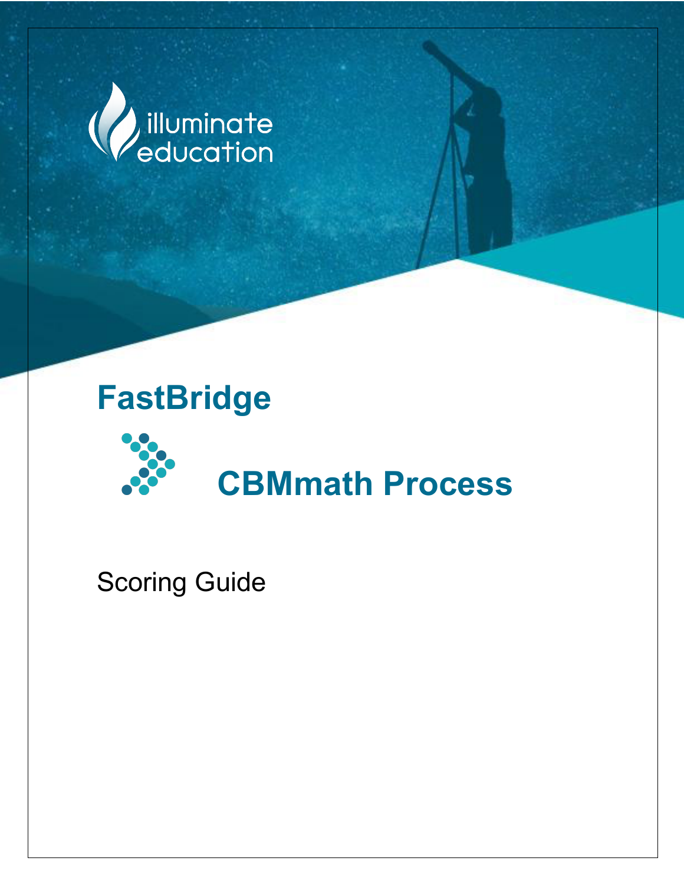illuminate education

# FastBridge

# CBMmath Process

Scoring Guide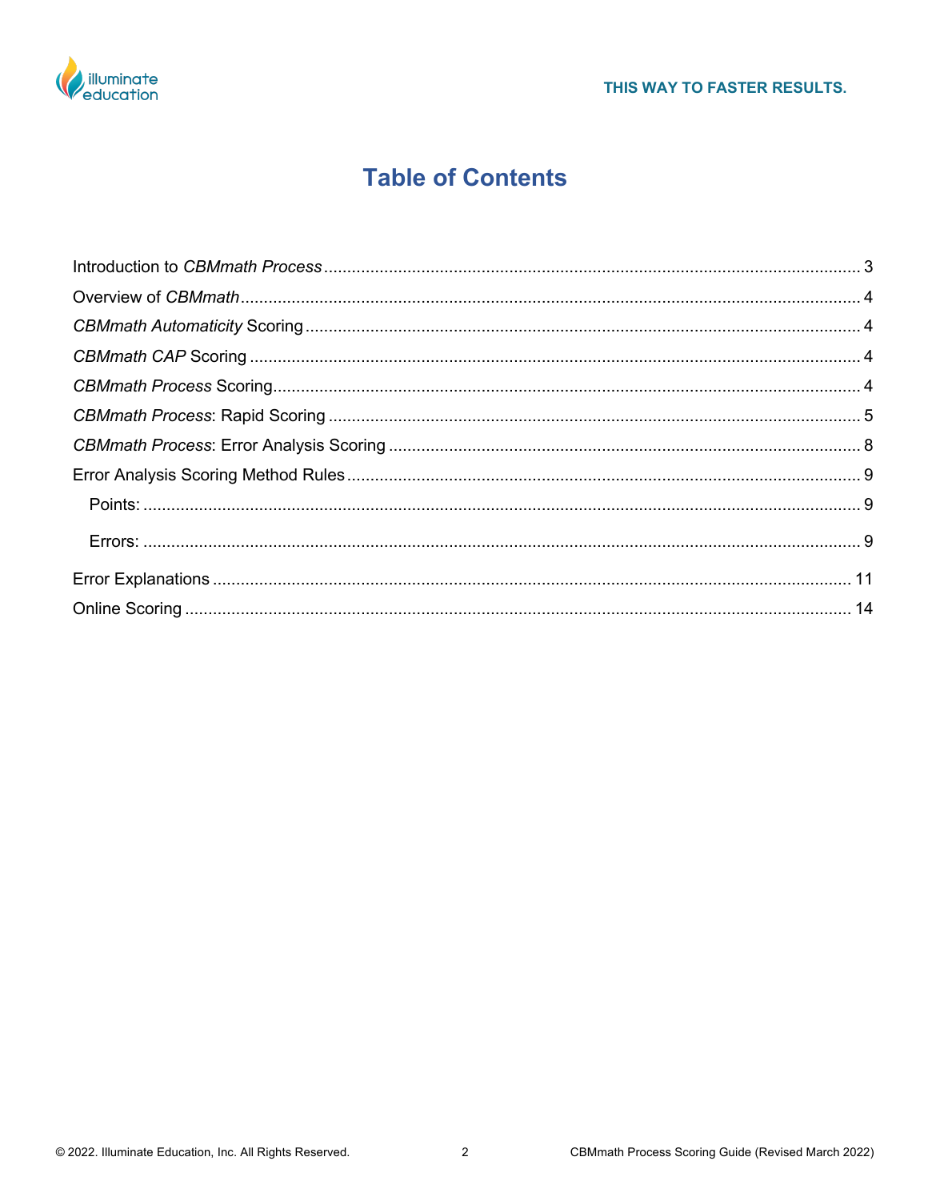# Table of Contents

Introduction to *CBMmath Process* ........................................................ 3

Overview of *CBMmath* ........................................................ 4

*CBMmath Automaticity* Scoring ........................................................ 4

*CBMmath CAP* Scoring ........................................................ 4

*CBMmath Process* Scoring ........................................................ 4

*CBMmath Process*: Rapid Scoring ........................................................ 5

*CBMmath Process*: Error Analysis Scoring ........................................................ 8

Error Analysis Scoring Method Rules ........................................................ 9

- Points: ........................................................ 9
- Errors: ........................................................ 9

Error Explanations ........................................................ 11

Online Scoring ........................................................ 14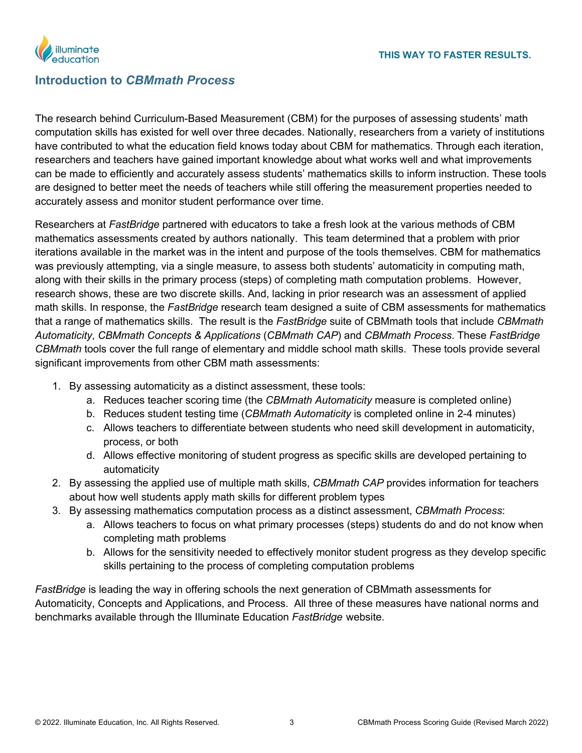## Introduction to *CBMmath Process*

The research behind Curriculum-Based Measurement (CBM) for the purposes of assessing students' math computation skills has existed for well over three decades. Nationally, researchers from a variety of institutions have contributed to what the education field knows today about CBM for mathematics. Through each iteration, researchers and teachers have gained important knowledge about what works well and what improvements can be made to efficiently and accurately assess students' mathematics skills to inform instruction. These tools are designed to better meet the needs of teachers while still offering the measurement properties needed to accurately assess and monitor student performance over time.

Researchers at *FastBridge* partnered with educators to take a fresh look at the various methods of CBM mathematics assessments created by authors nationally. This team determined that a problem with prior iterations available in the market was in the intent and purpose of the tools themselves. CBM for mathematics was previously attempting, via a single measure, to assess both students' automaticity in computing math, along with their skills in the primary process (steps) of completing math computation problems. However, research shows, these are two discrete skills. And, lacking in prior research was an assessment of applied math skills. In response, the *FastBridge* research team designed a suite of CBM assessments for mathematics that a range of mathematics skills. The result is the *FastBridge* suite of CBMmath tools that include *CBMmath Automaticity*, *CBMmath Concepts & Applications* (*CBMmath CAP*) and *CBMmath Process*. These *FastBridge CBMmath* tools cover the full range of elementary and middle school math skills. These tools provide several significant improvements from other CBM math assessments:

1. By assessing automaticity as a distinct assessment, these tools:
    a. Reduces teacher scoring time (the *CBMmath Automaticity* measure is completed online)
    b. Reduces student testing time (*CBMmath Automaticity* is completed online in 2-4 minutes)
    c. Allows teachers to differentiate between students who need skill development in automaticity, process, or both
    d. Allows effective monitoring of student progress as specific skills are developed pertaining to automaticity
2. By assessing the applied use of multiple math skills, *CBMmath CAP* provides information for teachers about how well students apply math skills for different problem types
3. By assessing mathematics computation process as a distinct assessment, *CBMmath Process*:
    a. Allows teachers to focus on what primary processes (steps) students do and do not know when completing math problems
    b. Allows for the sensitivity needed to effectively monitor student progress as they develop specific skills pertaining to the process of completing computation problems

*FastBridge* is leading the way in offering schools the next generation of CBMmath assessments for Automaticity, Concepts and Applications, and Process. All three of these measures have national norms and benchmarks available through the Illuminate Education *FastBridge* website.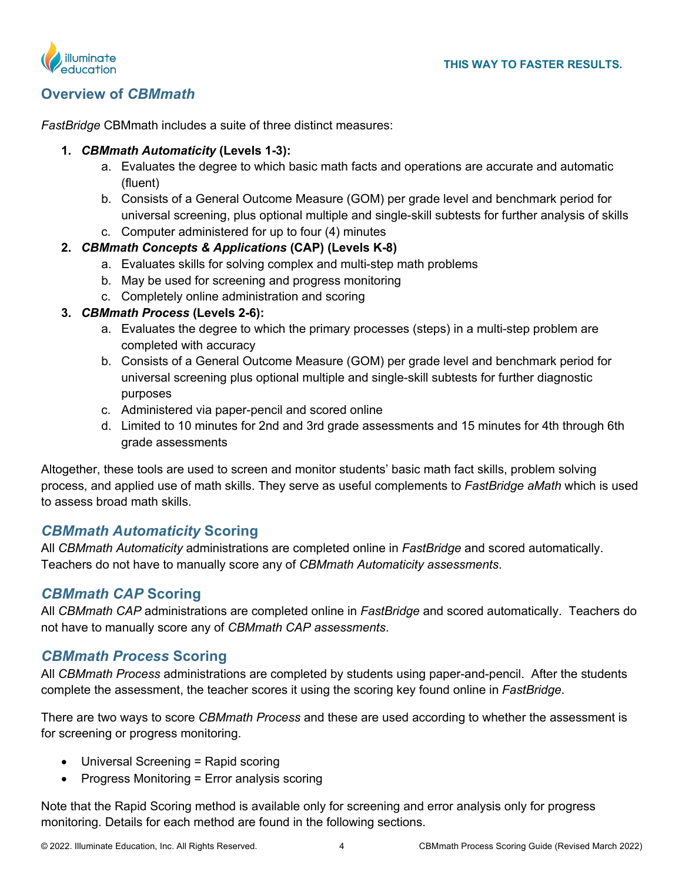## Overview of *CBMmath*

*FastBridge* CBMmath includes a suite of three distinct measures:

1. ***CBMmath Automaticity* (Levels 1-3):**
   a. Evaluates the degree to which basic math facts and operations are accurate and automatic (fluent)
   b. Consists of a General Outcome Measure (GOM) per grade level and benchmark period for universal screening, plus optional multiple and single-skill subtests for further analysis of skills
   c. Computer administered for up to four (4) minutes
2. ***CBMmath Concepts & Applications* (CAP) (Levels K-8)**
   a. Evaluates skills for solving complex and multi-step math problems
   b. May be used for screening and progress monitoring
   c. Completely online administration and scoring
3. ***CBMmath Process* (Levels 2-6):**
   a. Evaluates the degree to which the primary processes (steps) in a multi-step problem are completed with accuracy
   b. Consists of a General Outcome Measure (GOM) per grade level and benchmark period for universal screening plus optional multiple and single-skill subtests for further diagnostic purposes
   c. Administered via paper-pencil and scored online
   d. Limited to 10 minutes for 2nd and 3rd grade assessments and 15 minutes for 4th through 6th grade assessments

Altogether, these tools are used to screen and monitor students' basic math fact skills, problem solving process, and applied use of math skills. They serve as useful complements to *FastBridge aMath* which is used to assess broad math skills.

### *CBMmath Automaticity* Scoring

All *CBMmath Automaticity* administrations are completed online in *FastBridge* and scored automatically. Teachers do not have to manually score any of *CBMmath Automaticity assessments*.

### *CBMmath CAP* Scoring

All *CBMmath CAP* administrations are completed online in *FastBridge* and scored automatically. Teachers do not have to manually score any of *CBMmath CAP assessments*.

### *CBMmath Process* Scoring

All *CBMmath Process* administrations are completed by students using paper-and-pencil. After the students complete the assessment, the teacher scores it using the scoring key found online in *FastBridge*.

There are two ways to score *CBMmath Process* and these are used according to whether the assessment is for screening or progress monitoring.

- Universal Screening = Rapid scoring
- Progress Monitoring = Error analysis scoring

Note that the Rapid Scoring method is available only for screening and error analysis only for progress monitoring. Details for each method are found in the following sections.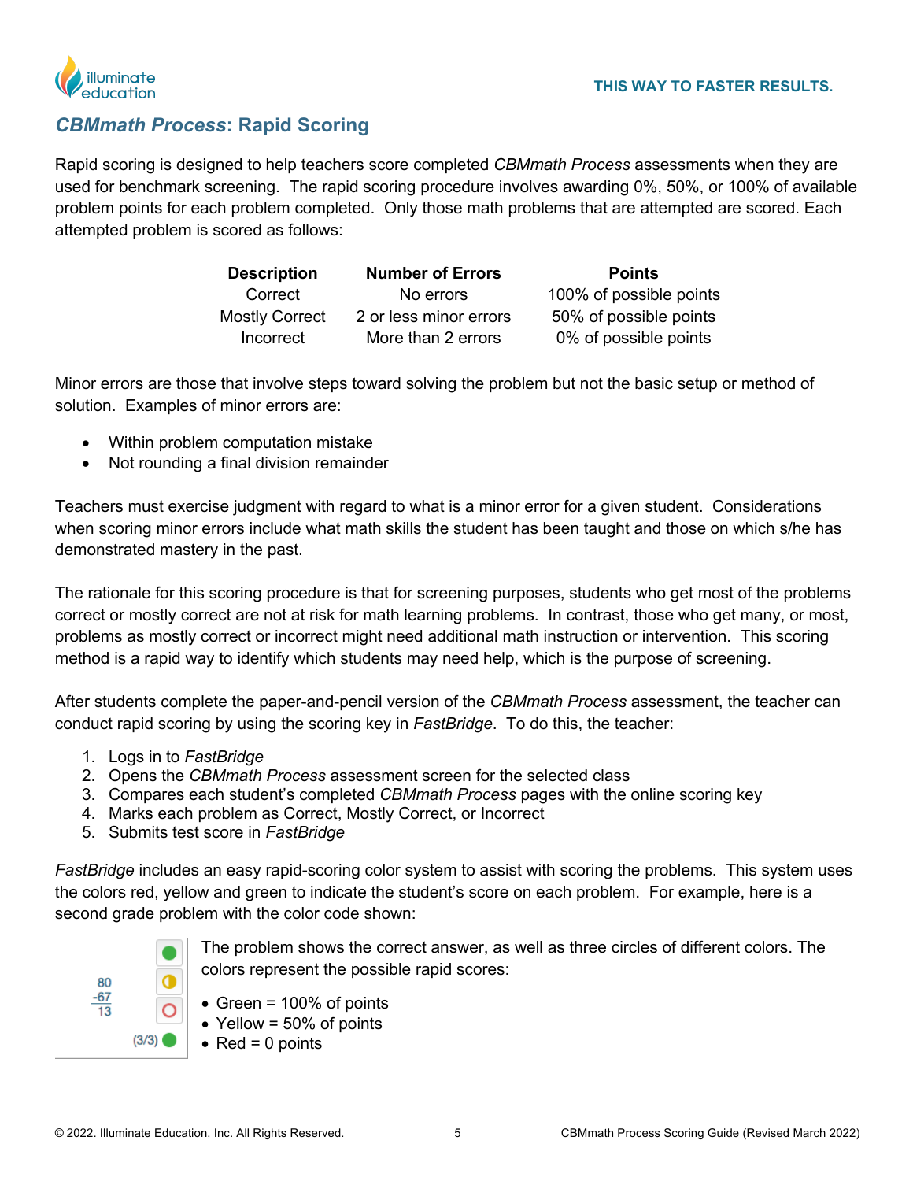## *CBMmath Process*: Rapid Scoring

Rapid scoring is designed to help teachers score completed *CBMmath Process* assessments when they are used for benchmark screening. The rapid scoring procedure involves awarding 0%, 50%, or 100% of available problem points for each problem completed. Only those math problems that are attempted are scored. Each attempted problem is scored as follows:

| Description | Number of Errors | Points |
|---|---|---|
| Correct | No errors | 100% of possible points |
| Mostly Correct | 2 or less minor errors | 50% of possible points |
| Incorrect | More than 2 errors | 0% of possible points |

Minor errors are those that involve steps toward solving the problem but not the basic setup or method of solution. Examples of minor errors are:

- Within problem computation mistake
- Not rounding a final division remainder

Teachers must exercise judgment with regard to what is a minor error for a given student. Considerations when scoring minor errors include what math skills the student has been taught and those on which s/he has demonstrated mastery in the past.

The rationale for this scoring procedure is that for screening purposes, students who get most of the problems correct or mostly correct are not at risk for math learning problems. In contrast, those who get many, or most, problems as mostly correct or incorrect might need additional math instruction or intervention. This scoring method is a rapid way to identify which students may need help, which is the purpose of screening.

After students complete the paper-and-pencil version of the *CBMmath Process* assessment, the teacher can conduct rapid scoring by using the scoring key in *FastBridge*. To do this, the teacher:

1. Logs in to *FastBridge*
2. Opens the *CBMmath Process* assessment screen for the selected class
3. Compares each student's completed *CBMmath Process* pages with the online scoring key
4. Marks each problem as Correct, Mostly Correct, or Incorrect
5. Submits test score in *FastBridge*

*FastBridge* includes an easy rapid-scoring color system to assist with scoring the problems. This system uses the colors red, yellow and green to indicate the student's score on each problem. For example, here is a second grade problem with the color code shown:

$$\begin{array}{r} 80 \\ -67 \\ \hline 13 \end{array}$$

(3/3)

The problem shows the correct answer, as well as three circles of different colors. The colors represent the possible rapid scores:

- Green = 100% of points
- Yellow = 50% of points
- Red = 0 points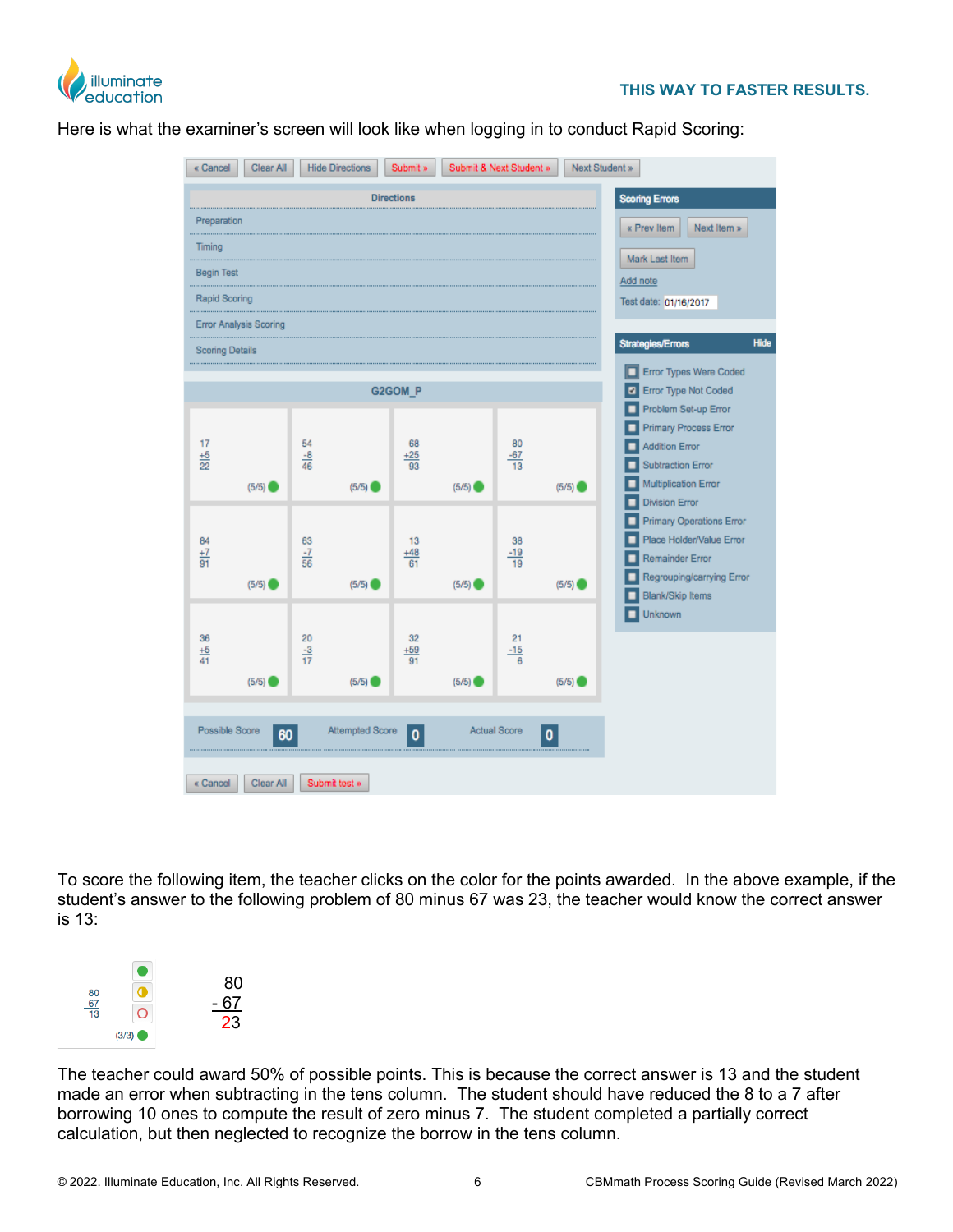Here is what the examiner's screen will look like when logging in to conduct Rapid Scoring:

« Cancel | Clear All | Hide Directions | Submit » | Submit & Next Student » | Next Student »

**Directions**

- Preparation
- Timing
- Begin Test
- Rapid Scoring
- Error Analysis Scoring
- Scoring Details

**Scoring Errors**

« Prev Item | Next Item »

Mark Last Item

Add note

Test date: 01/16/2017

**Strategies/Errors** Hide

- Error Types Were Coded
- Error Type Not Coded
- Problem Set-up Error
- Primary Process Error
- Addition Error
- Subtraction Error
- Multiplication Error
- Division Error
- Primary Operations Error
- Place Holder/Value Error
- Remainder Error
- Regrouping/carrying Error
- Blank/Skip Items
- Unknown

**G2GOM_P**

| | | | |
|---|---|---|---|
| 17 +5 22 (5/5) | 54 -8 46 (5/5) | 68 +25 93 (5/5) | 80 -67 13 (5/5) |
| 84 +7 91 (5/5) | 63 -7 56 (5/5) | 13 +48 61 (5/5) | 38 -19 19 (5/5) |
| 36 +5 41 (5/5) | 20 -3 17 (5/5) | 32 +59 91 (5/5) | 21 -15 6 (5/5) |

Possible Score 60 | Attempted Score 0 | Actual Score 0

« Cancel | Clear All | Submit test »

To score the following item, the teacher clicks on the color for the points awarded. In the above example, if the student's answer to the following problem of 80 minus 67 was 23, the teacher would know the correct answer is 13:

80
-67
13
(3/3)

$$\begin{array}{r} 80 \\ -\ 67 \\ \hline 23 \end{array}$$

The teacher could award 50% of possible points. This is because the correct answer is 13 and the student made an error when subtracting in the tens column. The student should have reduced the 8 to a 7 after borrowing 10 ones to compute the result of zero minus 7. The student completed a partially correct calculation, but then neglected to recognize the borrow in the tens column.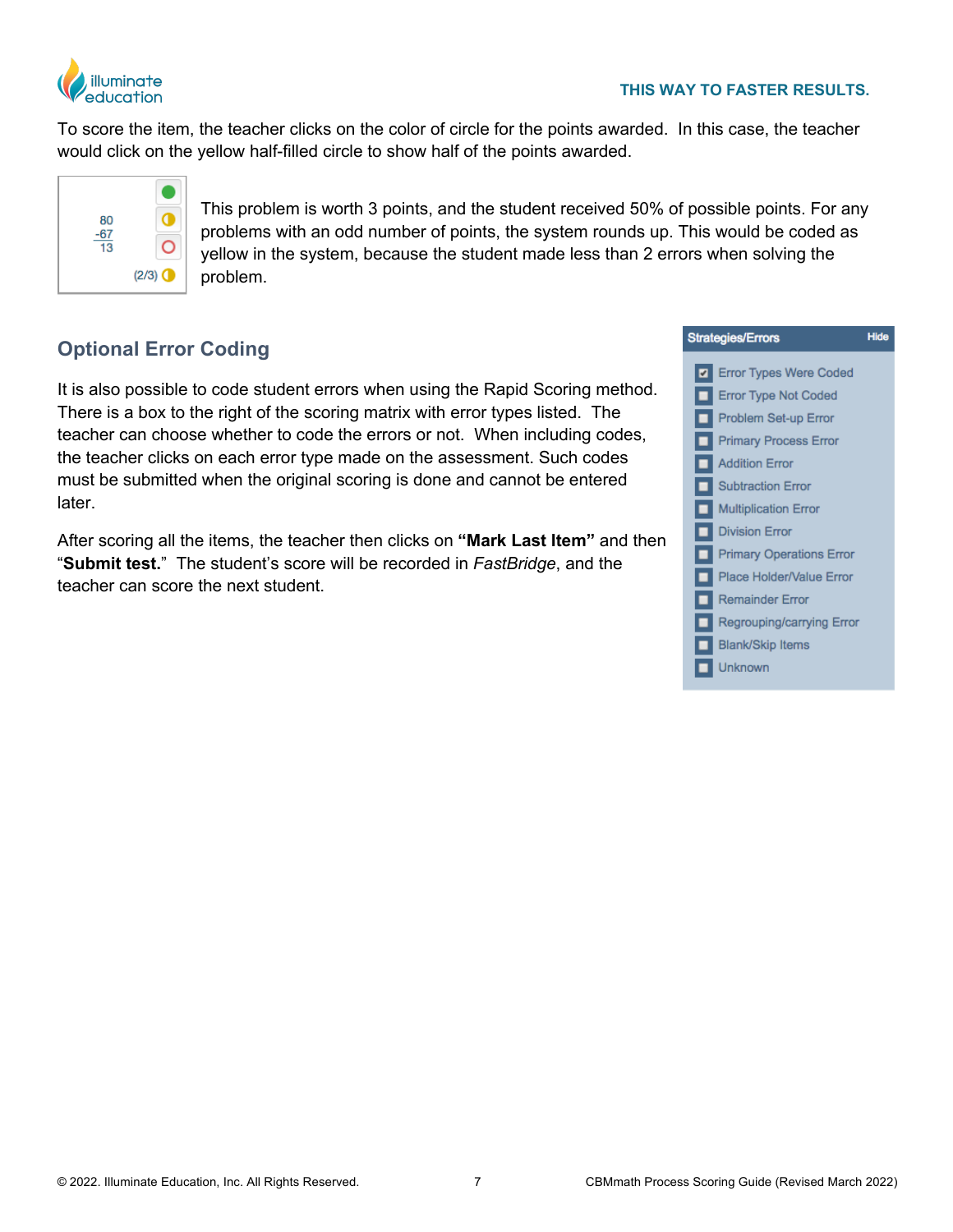To score the item, the teacher clicks on the color of circle for the points awarded. In this case, the teacher would click on the yellow half-filled circle to show half of the points awarded.

This problem is worth 3 points, and the student received 50% of possible points. For any problems with an odd number of points, the system rounds up. This would be coded as yellow in the system, because the student made less than 2 errors when solving the problem.

## Optional Error Coding

It is also possible to code student errors when using the Rapid Scoring method. There is a box to the right of the scoring matrix with error types listed. The teacher can choose whether to code the errors or not. When including codes, the teacher clicks on each error type made on the assessment. Such codes must be submitted when the original scoring is done and cannot be entered later.

After scoring all the items, the teacher then clicks on **"Mark Last Item"** and then "**Submit test.**" The student's score will be recorded in *FastBridge*, and the teacher can score the next student.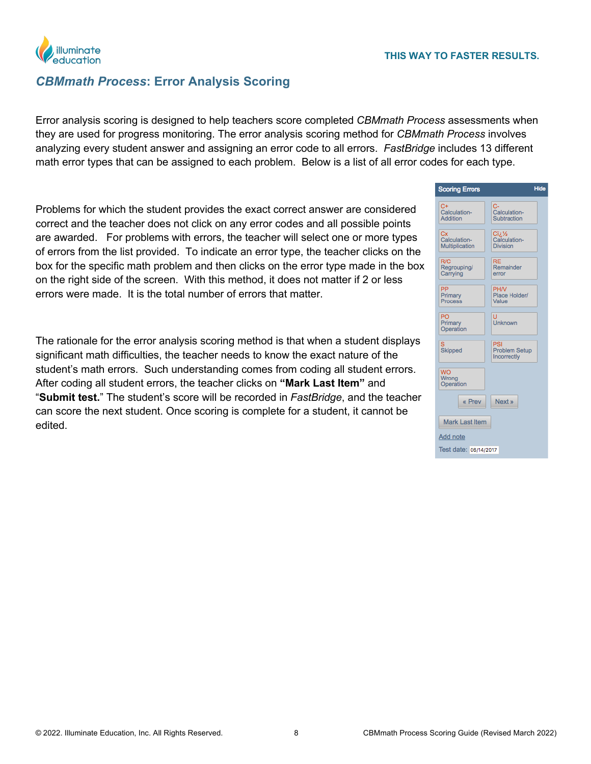## *CBMmath Process*: Error Analysis Scoring

Error analysis scoring is designed to help teachers score completed *CBMmath Process* assessments when they are used for progress monitoring. The error analysis scoring method for *CBMmath Process* involves analyzing every student answer and assigning an error code to all errors. *FastBridge* includes 13 different math error types that can be assigned to each problem. Below is a list of all error codes for each type.

Problems for which the student provides the exact correct answer are considered correct and the teacher does not click on any error codes and all possible points are awarded. For problems with errors, the teacher will select one or more types of errors from the list provided. To indicate an error type, the teacher clicks on the box for the specific math problem and then clicks on the error type made in the box on the right side of the screen. With this method, it does not matter if 2 or less errors were made. It is the total number of errors that matter.

**Scoring Errors** — Hide

| | |
|---|---|
| C+ Calculation-Addition | C- Calculation-Subtraction |
| Cx Calculation-Multiplication | Cï¿½ Calculation-Division |
| R/C Regrouping/ Carrying | RE Remainder error |
| PP Primary Process | PH/V Place Holder/ Value |
| PO Primary Operation | U Unknown |
| S Skipped | PSI Problem Setup Incorrectly |
| WO Wrong Operation | |

« Prev | Next »

Mark Last Item

Add note

Test date: 06/14/2017

The rationale for the error analysis scoring method is that when a student displays significant math difficulties, the teacher needs to know the exact nature of the student's math errors. Such understanding comes from coding all student errors. After coding all student errors, the teacher clicks on **"Mark Last Item"** and "**Submit test.**" The student's score will be recorded in *FastBridge*, and the teacher can score the next student. Once scoring is complete for a student, it cannot be edited.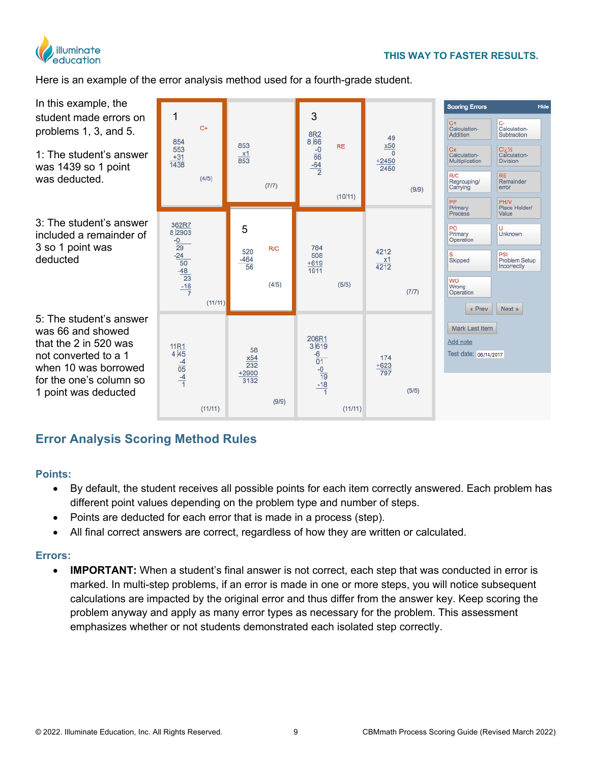Here is an example of the error analysis method used for a fourth-grade student.

In this example, the student made errors on problems 1, 3, and 5.

1: The student's answer was 1439 so 1 point was deducted.

3: The student's answer included a remainder of 3 so 1 point was deducted

5: The student's answer was 66 and showed that the 2 in 520 was not converted to a 1 when 10 was borrowed for the one's column so 1 point was deducted

## Error Analysis Scoring Method Rules

### Points:

- By default, the student receives all possible points for each item correctly answered. Each problem has different point values depending on the problem type and number of steps.
- Points are deducted for each error that is made in a process (step).
- All final correct answers are correct, regardless of how they are written or calculated.

### Errors:

- **IMPORTANT:** When a student's final answer is not correct, each step that was conducted in error is marked. In multi-step problems, if an error is made in one or more steps, you will notice subsequent calculations are impacted by the original error and thus differ from the answer key. Keep scoring the problem anyway and apply as many error types as necessary for the problem. This assessment emphasizes whether or not students demonstrated each isolated step correctly.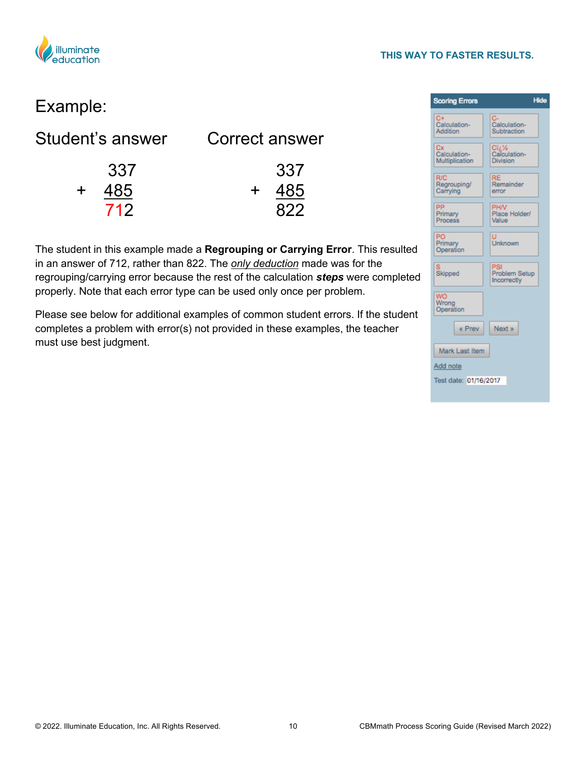# Example:

| Student's answer | Correct answer |
| --- | --- |
| $$\begin{array}{r} 337 \\ +\ \underline{485} \\ 712 \end{array}$$ | $$\begin{array}{r} 337 \\ +\ \underline{485} \\ 822 \end{array}$$ |

The student in this example made a **Regrouping or Carrying Error**. This resulted in an answer of 712, rather than 822. The *only deduction* made was for the regrouping/carrying error because the rest of the calculation ***steps*** were completed properly. Note that each error type can be used only once per problem.

Please see below for additional examples of common student errors. If the student completes a problem with error(s) not provided in these examples, the teacher must use best judgment.

**Scoring Errors** Hide

| | |
| --- | --- |
| C+ Calculation-Addition | C- Calculation-Subtraction |
| Cx Calculation-Multiplication | Cï¿½ Calculation-Division |
| R/C Regrouping/Carrying | RE Remainder error |
| PP Primary Process | PH/V Place Holder/Value |
| PO Primary Operation | U Unknown |
| S Skipped | PSI Problem Setup Incorrectly |
| WO Wrong Operation | |

« Prev | Next »

Mark Last Item

Add note

Test date: 01/16/2017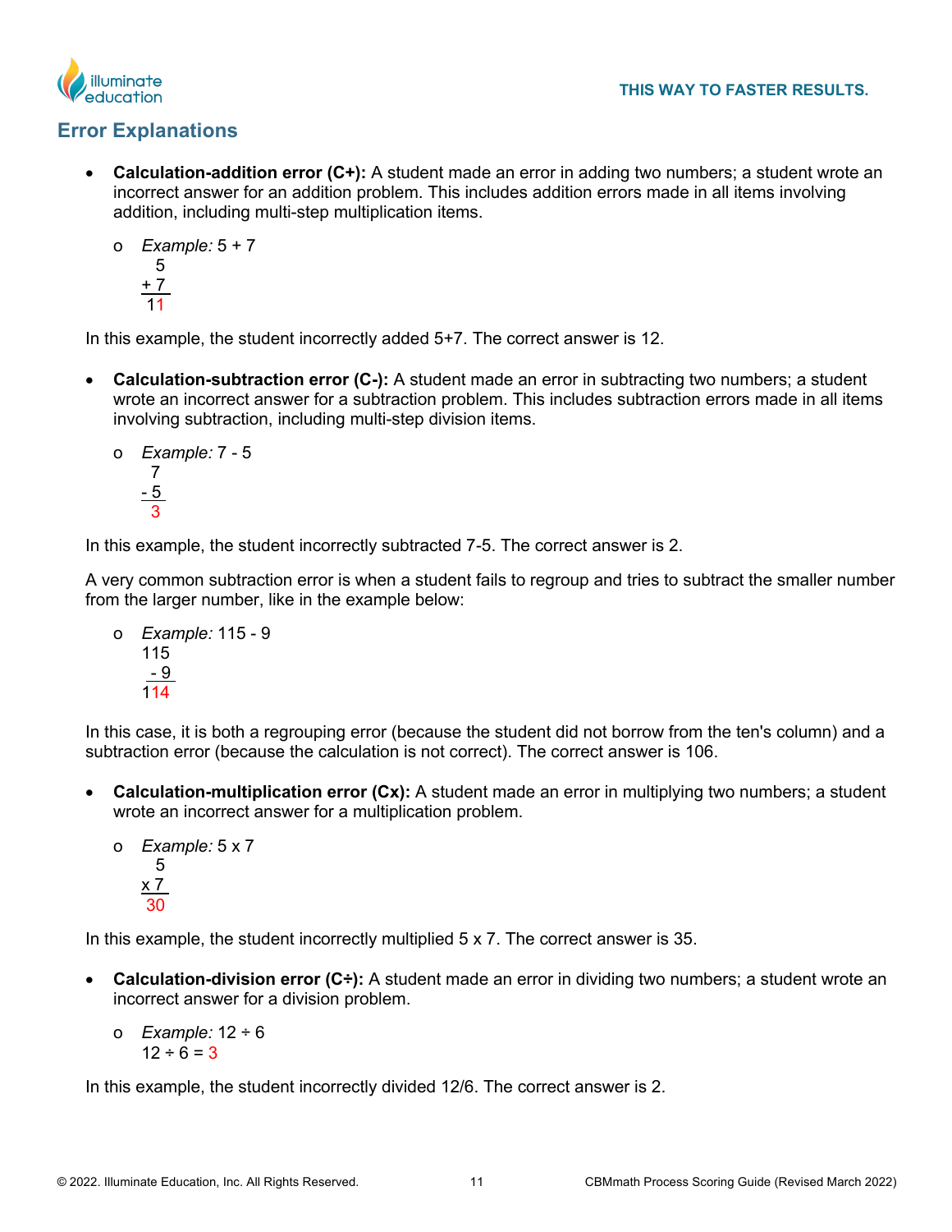## Error Explanations

- **Calculation-addition error (C+):** A student made an error in adding two numbers; a student wrote an incorrect answer for an addition problem. This includes addition errors made in all items involving addition, including multi-step multiplication items.
  - *Example:* 5 + 7

$$\begin{array}{r} 5 \\ +\ 7 \\ \hline 11 \end{array}$$

In this example, the student incorrectly added 5+7. The correct answer is 12.

- **Calculation-subtraction error (C-):** A student made an error in subtracting two numbers; a student wrote an incorrect answer for a subtraction problem. This includes subtraction errors made in all items involving subtraction, including multi-step division items.
  - *Example:* 7 - 5

$$\begin{array}{r} 7 \\ -\ 5 \\ \hline 3 \end{array}$$

In this example, the student incorrectly subtracted 7-5. The correct answer is 2.

A very common subtraction error is when a student fails to regroup and tries to subtract the smaller number from the larger number, like in the example below:

- *Example:* 115 - 9

$$\begin{array}{r} 115 \\ -\ 9 \\ \hline 114 \end{array}$$

In this case, it is both a regrouping error (because the student did not borrow from the ten's column) and a subtraction error (because the calculation is not correct). The correct answer is 106.

- **Calculation-multiplication error (Cx):** A student made an error in multiplying two numbers; a student wrote an incorrect answer for a multiplication problem.
  - *Example:* 5 x 7

$$\begin{array}{r} 5 \\ \times\ 7 \\ \hline 30 \end{array}$$

In this example, the student incorrectly multiplied 5 x 7. The correct answer is 35.

- **Calculation-division error (C÷):** A student made an error in dividing two numbers; a student wrote an incorrect answer for a division problem.
  - *Example:* 12 ÷ 6
    12 ÷ 6 = 3

In this example, the student incorrectly divided 12/6. The correct answer is 2.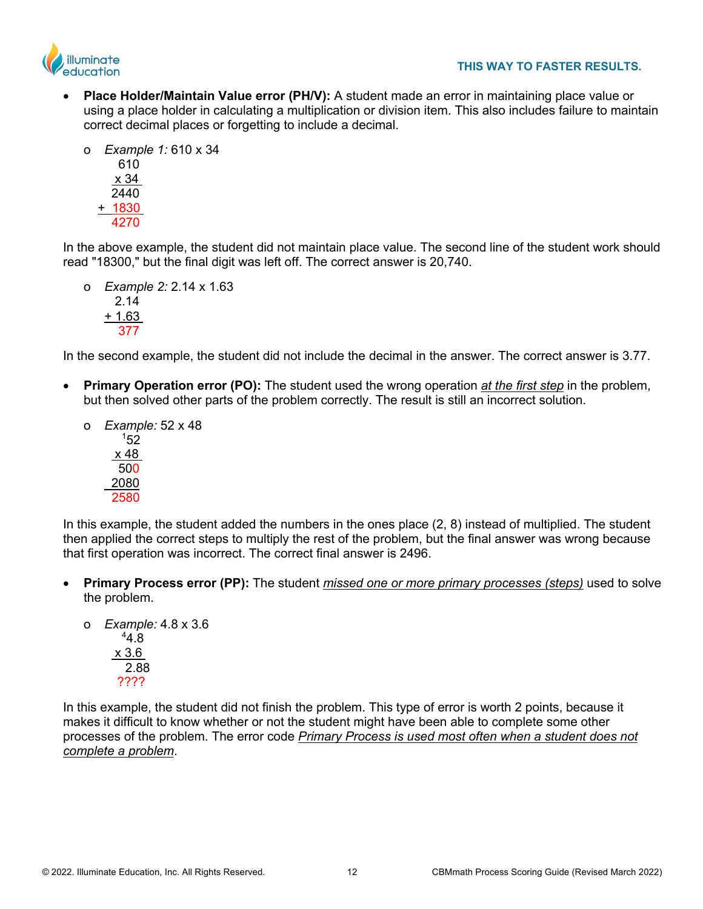- **Place Holder/Maintain Value error (PH/V):** A student made an error in maintaining place value or using a place holder in calculating a multiplication or division item. This also includes failure to maintain correct decimal places or forgetting to include a decimal.

  - *Example 1:* 610 x 34

```
   610
  x 34
  2440
+ 1830
  4270
```

In the above example, the student did not maintain place value. The second line of the student work should read "18300," but the final digit was left off. The correct answer is 20,740.

  - *Example 2:* 2.14 x 1.63

```
  2.14
+ 1.63
   377
```

In the second example, the student did not include the decimal in the answer. The correct answer is 3.77.

- **Primary Operation error (PO):** The student used the wrong operation *at the first step* in the problem, but then solved other parts of the problem correctly. The result is still an incorrect solution.

  - *Example:* 52 x 48

```
  ¹52
  x 48
   500
  2080
  2580
```

In this example, the student added the numbers in the ones place (2, 8) instead of multiplied. The student then applied the correct steps to multiply the rest of the problem, but the final answer was wrong because that first operation was incorrect. The correct final answer is 2496.

- **Primary Process error (PP):** The student *missed one or more primary processes (steps)* used to solve the problem.

  - *Example:* 4.8 x 3.6

```
  ⁴4.8
  x 3.6
   2.88
  ????
```

In this example, the student did not finish the problem. This type of error is worth 2 points, because it makes it difficult to know whether or not the student might have been able to complete some other processes of the problem. The error code *Primary Process is used most often when a student does not complete a problem*.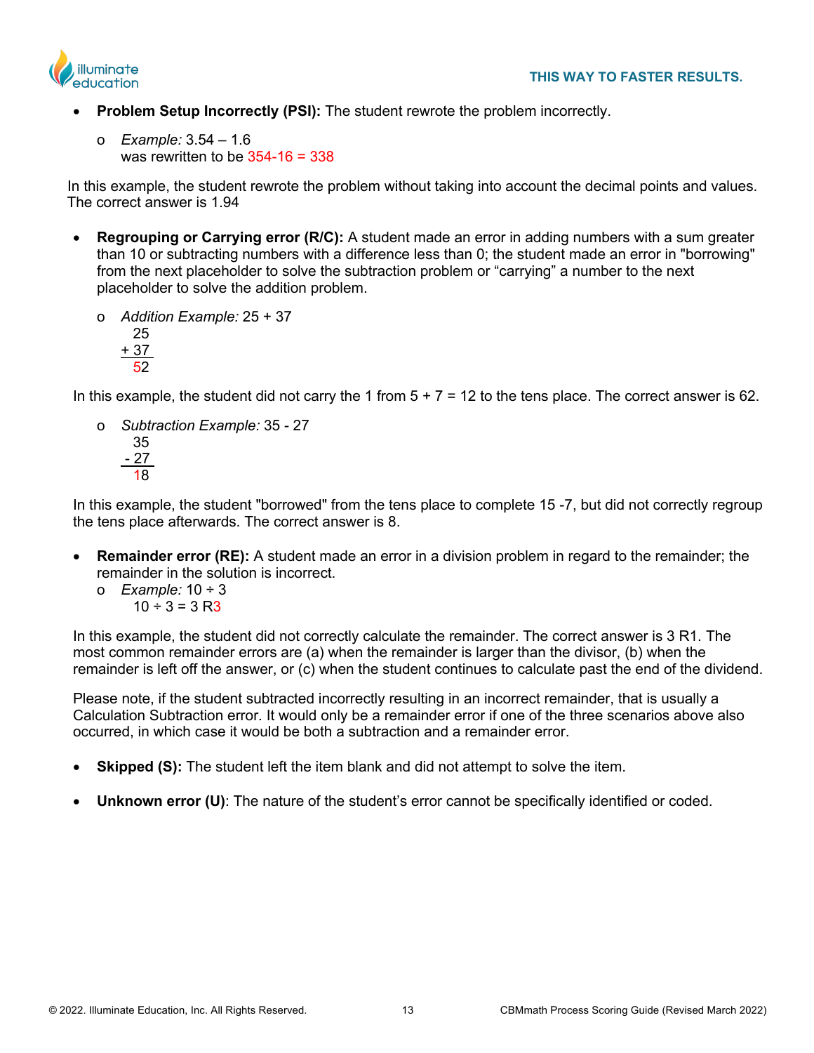- **Problem Setup Incorrectly (PSI):** The student rewrote the problem incorrectly.

  - *Example:* 3.54 – 1.6
    was rewritten to be 354-16 = 338

In this example, the student rewrote the problem without taking into account the decimal points and values. The correct answer is 1.94

- **Regrouping or Carrying error (R/C):** A student made an error in adding numbers with a sum greater than 10 or subtracting numbers with a difference less than 0; the student made an error in "borrowing" from the next placeholder to solve the subtraction problem or "carrying" a number to the next placeholder to solve the addition problem.

  - *Addition Example:* 25 + 37

```
  25
+ 37
----
  52
```

In this example, the student did not carry the 1 from 5 + 7 = 12 to the tens place. The correct answer is 62.

  - *Subtraction Example:* 35 - 27

```
  35
- 27
----
  18
```

In this example, the student "borrowed" from the tens place to complete 15 -7, but did not correctly regroup the tens place afterwards. The correct answer is 8.

- **Remainder error (RE):** A student made an error in a division problem in regard to the remainder; the remainder in the solution is incorrect.
  - *Example:* 10 ÷ 3
    10 ÷ 3 = 3 R3

In this example, the student did not correctly calculate the remainder. The correct answer is 3 R1. The most common remainder errors are (a) when the remainder is larger than the divisor, (b) when the remainder is left off the answer, or (c) when the student continues to calculate past the end of the dividend.

Please note, if the student subtracted incorrectly resulting in an incorrect remainder, that is usually a Calculation Subtraction error. It would only be a remainder error if one of the three scenarios above also occurred, in which case it would be both a subtraction and a remainder error.

- **Skipped (S):** The student left the item blank and did not attempt to solve the item.

- **Unknown error (U)**: The nature of the student's error cannot be specifically identified or coded.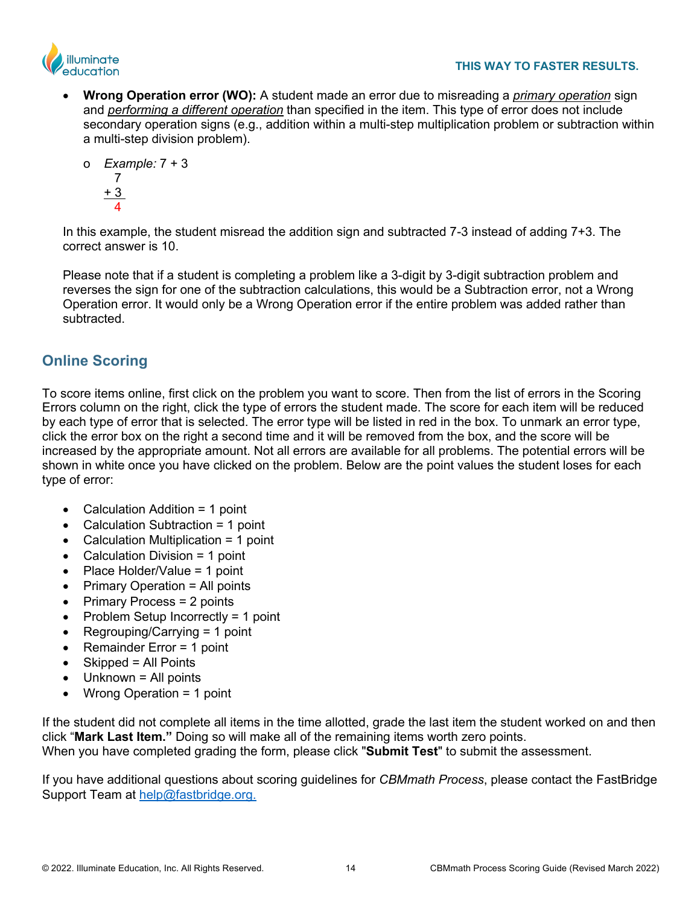- **Wrong Operation error (WO):** A student made an error due to misreading a *primary operation* sign and *performing a different operation* than specified in the item. This type of error does not include secondary operation signs (e.g., addition within a multi-step multiplication problem or subtraction within a multi-step division problem).
  - *Example:* 7 + 3

$$\begin{array}{r} 7 \\ +\,3 \\ \hline 4 \end{array}$$

In this example, the student misread the addition sign and subtracted 7-3 instead of adding 7+3. The correct answer is 10.

Please note that if a student is completing a problem like a 3-digit by 3-digit subtraction problem and reverses the sign for one of the subtraction calculations, this would be a Subtraction error, not a Wrong Operation error. It would only be a Wrong Operation error if the entire problem was added rather than subtracted.

## Online Scoring

To score items online, first click on the problem you want to score. Then from the list of errors in the Scoring Errors column on the right, click the type of errors the student made. The score for each item will be reduced by each type of error that is selected. The error type will be listed in red in the box. To unmark an error type, click the error box on the right a second time and it will be removed from the box, and the score will be increased by the appropriate amount. Not all errors are available for all problems. The potential errors will be shown in white once you have clicked on the problem. Below are the point values the student loses for each type of error:

- Calculation Addition = 1 point
- Calculation Subtraction = 1 point
- Calculation Multiplication = 1 point
- Calculation Division = 1 point
- Place Holder/Value = 1 point
- Primary Operation = All points
- Primary Process = 2 points
- Problem Setup Incorrectly = 1 point
- Regrouping/Carrying = 1 point
- Remainder Error = 1 point
- Skipped = All Points
- Unknown = All points
- Wrong Operation = 1 point

If the student did not complete all items in the time allotted, grade the last item the student worked on and then click "**Mark Last Item.**" Doing so will make all of the remaining items worth zero points.
When you have completed grading the form, please click "**Submit Test**" to submit the assessment.

If you have additional questions about scoring guidelines for *CBMmath Process*, please contact the FastBridge Support Team at help@fastbridge.org.